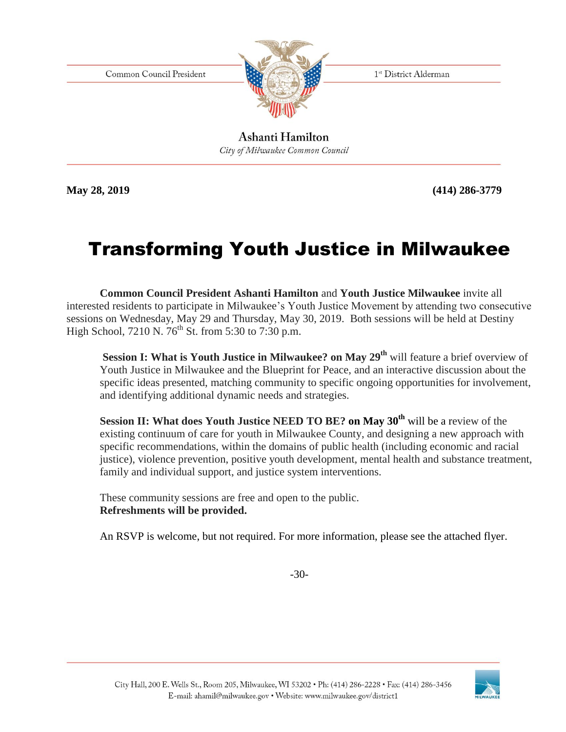Common Council President

1st District Alderman

**Ashanti Hamilton**
*City of Milwaukee Common Council*

**May 28, 2019** **(414) 286-3779**

# Transforming Youth Justice in Milwaukee

**Common Council President Ashanti Hamilton** and **Youth Justice Milwaukee** invite all interested residents to participate in Milwaukee's Youth Justice Movement by attending two consecutive sessions on Wednesday, May 29 and Thursday, May 30, 2019. Both sessions will be held at Destiny High School, 7210 N. 76th St. from 5:30 to 7:30 p.m.

**Session I: What is Youth Justice in Milwaukee? on May 29th** will feature a brief overview of Youth Justice in Milwaukee and the Blueprint for Peace, and an interactive discussion about the specific ideas presented, matching community to specific ongoing opportunities for involvement, and identifying additional dynamic needs and strategies.

**Session II: What does Youth Justice NEED TO BE? on May 30th** will be a review of the existing continuum of care for youth in Milwaukee County, and designing a new approach with specific recommendations, within the domains of public health (including economic and racial justice), violence prevention, positive youth development, mental health and substance treatment, family and individual support, and justice system interventions.

These community sessions are free and open to the public.
**Refreshments will be provided.**

An RSVP is welcome, but not required. For more information, please see the attached flyer.

-30-

City Hall, 200 E. Wells St., Room 205, Milwaukee, WI 53202 • Ph: (414) 286-2228 • Fax: (414) 286-3456
E-mail: ahamil@milwaukee.gov • Website: www.milwaukee.gov/district1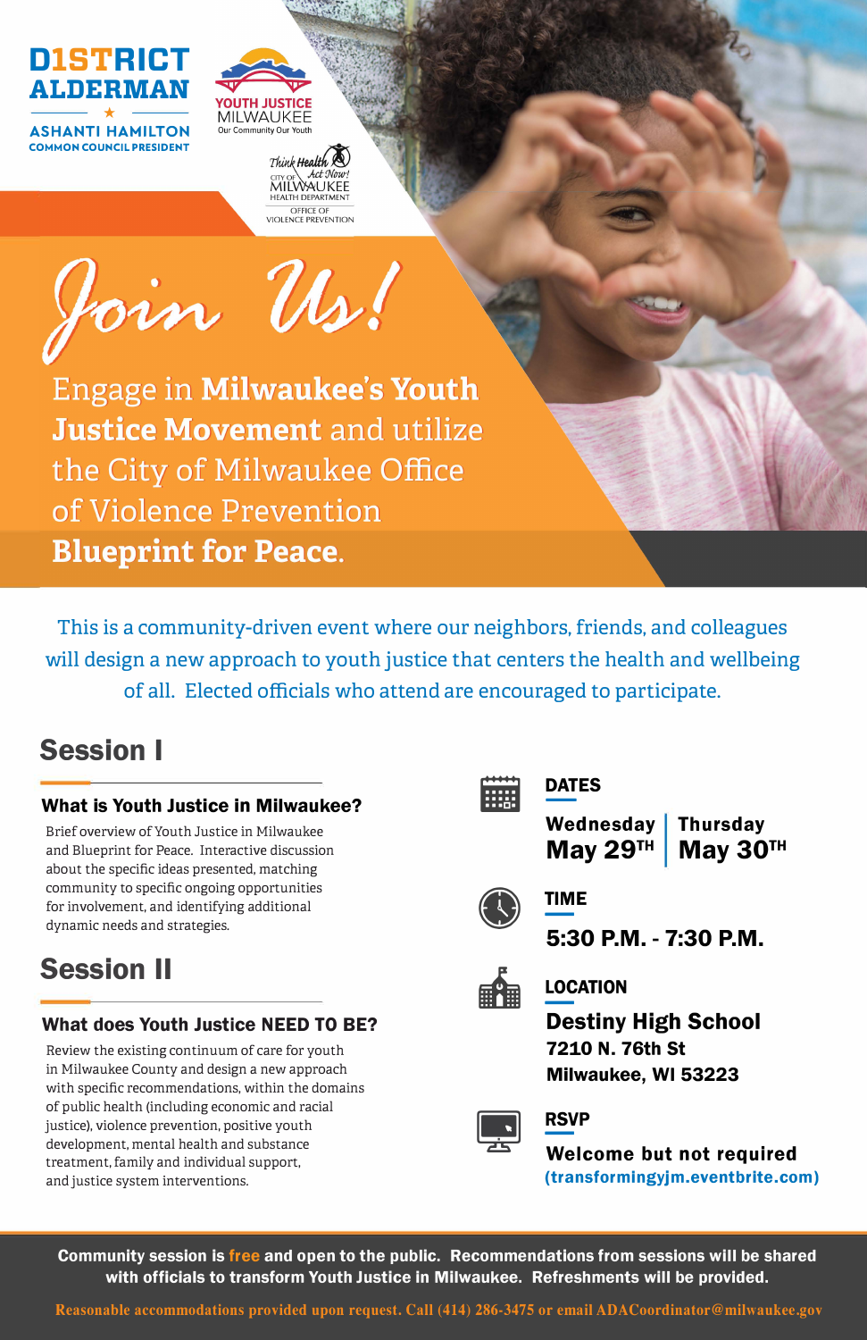D1STRICT ALDERMAN

ASHANTI HAMILTON
COMMON COUNCIL PRESIDENT

YOUTH JUSTICE MILWAUKEE
Our Community Our Youth

Think Health Act Now!
CITY OF MILWAUKEE HEALTH DEPARTMENT
OFFICE OF VIOLENCE PREVENTION

# Join Us!

Engage in **Milwaukee's Youth Justice Movement** and utilize the City of Milwaukee Office of Violence Prevention **Blueprint for Peace**.

This is a community-driven event where our neighbors, friends, and colleagues will design a new approach to youth justice that centers the health and wellbeing of all. Elected officials who attend are encouraged to participate.

## Session I

### What is Youth Justice in Milwaukee?

Brief overview of Youth Justice in Milwaukee and Blueprint for Peace. Interactive discussion about the specific ideas presented, matching community to specific ongoing opportunities for involvement, and identifying additional dynamic needs and strategies.

## Session II

### What does Youth Justice NEED TO BE?

Review the existing continuum of care for youth in Milwaukee County and design a new approach with specific recommendations, within the domains of public health (including economic and racial justice), violence prevention, positive youth development, mental health and substance treatment, family and individual support, and justice system interventions.

**DATES**

**Wednesday May 29TH** | **Thursday May 30TH**

**TIME**

**5:30 P.M. - 7:30 P.M.**

**LOCATION**

**Destiny High School**
**7210 N. 76th St**
**Milwaukee, WI 53223**

**RSVP**

**Welcome but not required**
**(transformingyjm.eventbrite.com)**

**Community session is free and open to the public. Recommendations from sessions will be shared with officials to transform Youth Justice in Milwaukee. Refreshments will be provided.**

Reasonable accommodations provided upon request. Call (414) 286-3475 or email ADACoordinator@milwaukee.gov